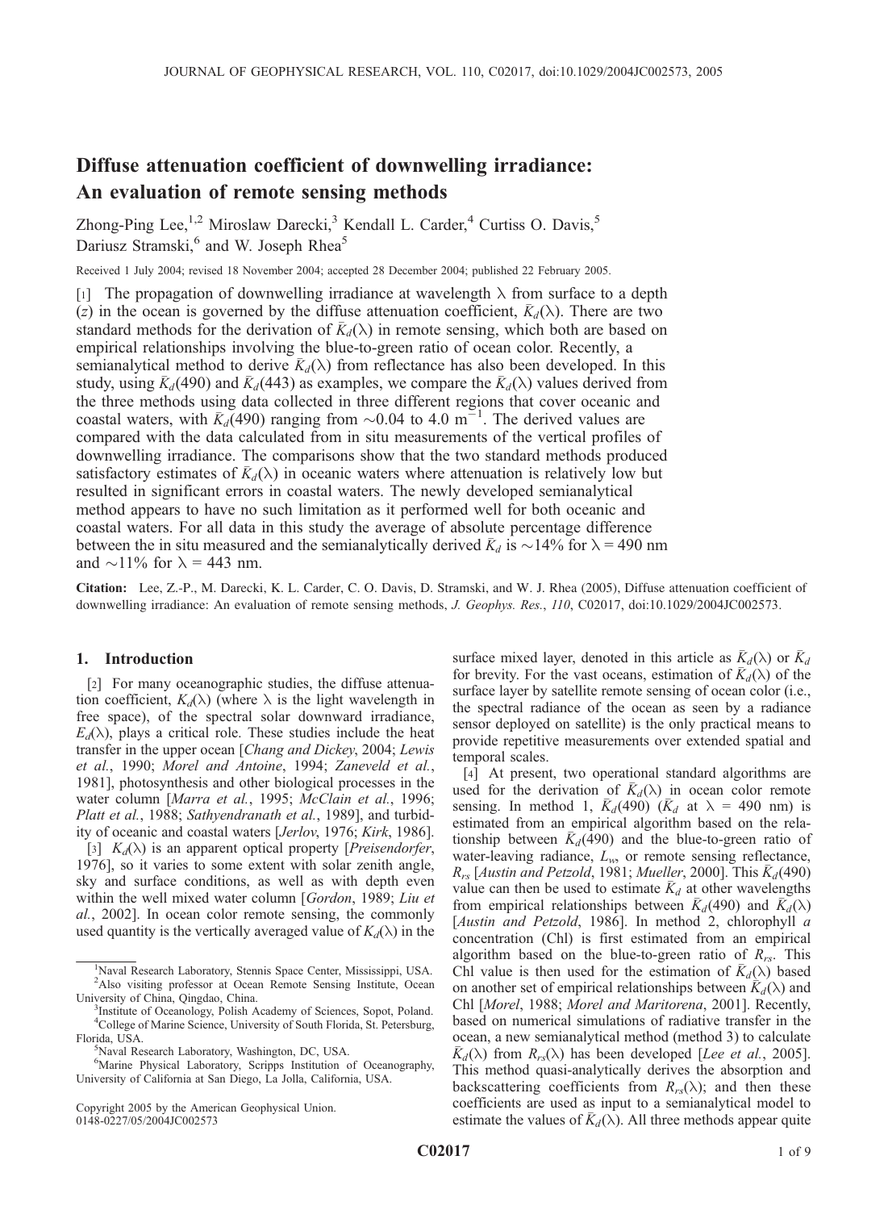# Diffuse attenuation coefficient of downwelling irradiance: An evaluation of remote sensing methods

Zhong-Ping Lee,[1,2] Miroslaw Darecki,[3] Kendall L. Carder,[4] Curtiss O. Davis,[5] Dariusz Stramski,[6] and W. Joseph Rhea[5]

Received 1 July 2004; revised 18 November 2004; accepted 28 December 2004; published 22 February 2005.

[1] The propagation of downwelling irradiance at wavelength λ from surface to a depth (z) in the ocean is governed by the diffuse attenuation coefficient, $\bar{K}_d(\lambda)$. There are two standard methods for the derivation of $\bar{K}_d(\lambda)$ in remote sensing, which both are based on empirical relationships involving the blue-to-green ratio of ocean color. Recently, a semianalytical method to derive $\bar{K}_d(\lambda)$ from reflectance has also been developed. In this study, using $\bar{K}_d(490)$ and $\bar{K}_d(443)$ as examples, we compare the $\bar{K}_d(\lambda)$ values derived from the three methods using data collected in three different regions that cover oceanic and coastal waters, with $\bar{K}_d(490)$ ranging from ~0.04 to 4.0 $m^{-1}$. The derived values are compared with the data calculated from in situ measurements of the vertical profiles of downwelling irradiance. The comparisons show that the two standard methods produced satisfactory estimates of $\bar{K}_d(\lambda)$ in oceanic waters where attenuation is relatively low but resulted in significant errors in coastal waters. The newly developed semianalytical method appears to have no such limitation as it performed well for both oceanic and coastal waters. For all data in this study the average of absolute percentage difference between the in situ measured and the semianalytically derived $\bar{K}_d$ is ~14% for λ = 490 nm and ~11% for λ = 443 nm.

**Citation:** Lee, Z.-P., M. Darecki, K. L. Carder, C. O. Davis, D. Stramski, and W. J. Rhea (2005), Diffuse attenuation coefficient of downwelling irradiance: An evaluation of remote sensing methods, *J. Geophys. Res.*, *110*, C02017, doi:10.1029/2004JC002573.

## 1. Introduction

[2] For many oceanographic studies, the diffuse attenuation coefficient, $K_d(\lambda)$ (where λ is the light wavelength in free space), of the spectral solar downward irradiance, $E_d(\lambda)$, plays a critical role. These studies include the heat transfer in the upper ocean [*Chang and Dickey*, 2004; *Lewis et al.*, 1990; *Morel and Antoine*, 1994; *Zaneveld et al.*, 1981], photosynthesis and other biological processes in the water column [*Marra et al.*, 1995; *McClain et al.*, 1996; *Platt et al.*, 1988; *Sathyendranath et al.*, 1989], and turbidity of oceanic and coastal waters [*Jerlov*, 1976; *Kirk*, 1986].

[3] $K_d(\lambda)$ is an apparent optical property [*Preisendorfer*, 1976], so it varies to some extent with solar zenith angle, sky and surface conditions, as well as with depth even within the well mixed water column [*Gordon*, 1989; *Liu et al.*, 2002]. In ocean color remote sensing, the commonly used quantity is the vertically averaged value of $K_d(\lambda)$ in the surface mixed layer, denoted in this article as $\bar{K}_d(\lambda)$ or $\bar{K}_d$ for brevity. For the vast oceans, estimation of $\bar{K}_d(\lambda)$ of the surface layer by satellite remote sensing of ocean color (i.e., the spectral radiance of the ocean as seen by a radiance sensor deployed on satellite) is the only practical means to provide repetitive measurements over extended spatial and temporal scales.

[4] At present, two operational standard algorithms are used for the derivation of $\bar{K}_d(\lambda)$ in ocean color remote sensing. In method 1, $\bar{K}_d(490)$ ($\bar{K}_d$ at λ = 490 nm) is estimated from an empirical algorithm based on the relationship between $\bar{K}_d(490)$ and the blue-to-green ratio of water-leaving radiance, $L_w$, or remote sensing reflectance, $R_{rs}$ [*Austin and Petzold*, 1981; *Mueller*, 2000]. This $\bar{K}_d(490)$ value can then be used to estimate $\bar{K}_d$ at other wavelengths from empirical relationships between $\bar{K}_d(490)$ and $\bar{K}_d(\lambda)$ [*Austin and Petzold*, 1986]. In method 2, chlorophyll *a* concentration (Chl) is first estimated from an empirical algorithm based on the blue-to-green ratio of $R_{rs}$. This Chl value is then used for the estimation of $\bar{K}_d(\lambda)$ based on another set of empirical relationships between $\bar{K}_d(\lambda)$ and Chl [*Morel*, 1988; *Morel and Maritorena*, 2001]. Recently, based on numerical simulations of radiative transfer in the ocean, a new semianalytical method (method 3) to calculate $\bar{K}_d(\lambda)$ from $R_{rs}(\lambda)$ has been developed [*Lee et al.*, 2005]. This method quasi-analytically derives the absorption and backscattering coefficients from $R_{rs}(\lambda)$; and then these coefficients are used as input to a semianalytical model to estimate the values of $\bar{K}_d(\lambda)$. All three methods appear quite

[1]Naval Research Laboratory, Stennis Space Center, Mississippi, USA.
[2]Also visiting professor at Ocean Remote Sensing Institute, Ocean University of China, Qingdao, China.
[3]Institute of Oceanology, Polish Academy of Sciences, Sopot, Poland.
[4]College of Marine Science, University of South Florida, St. Petersburg, Florida, USA.
[5]Naval Research Laboratory, Washington, DC, USA.
[6]Marine Physical Laboratory, Scripps Institution of Oceanography, University of California at San Diego, La Jolla, California, USA.

Copyright 2005 by the American Geophysical Union.
0148-0227/05/2004JC002573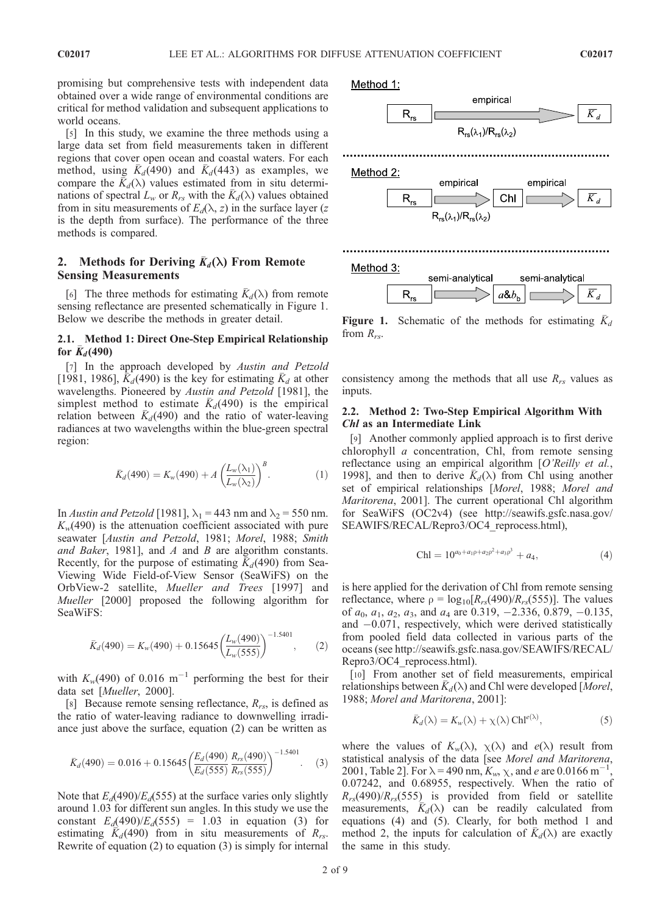promising but comprehensive tests with independent data obtained over a wide range of environmental conditions are critical for method validation and subsequent applications to world oceans.

[5] In this study, we examine the three methods using a large data set from field measurements taken in different regions that cover open ocean and coastal waters. For each method, using $\bar{K}_d(490)$ and $\bar{K}_d(443)$ as examples, we compare the $\bar{K}_d(\lambda)$ values estimated from in situ determinations of spectral $L_w$ or $R_{rs}$ with the $\bar{K}_d(\lambda)$ values obtained from in situ measurements of $E_d(\lambda, z)$ in the surface layer ($z$ is the depth from surface). The performance of the three methods is compared.

## 2. Methods for Deriving $\bar{K}_d(\lambda)$ From Remote Sensing Measurements

[6] The three methods for estimating $\bar{K}_d(\lambda)$ from remote sensing reflectance are presented schematically in Figure 1. Below we describe the methods in greater detail.

### 2.1. Method 1: Direct One-Step Empirical Relationship for $\bar{K}_d(490)$

[7] In the approach developed by *Austin and Petzold* [1981, 1986], $\bar{K}_d(490)$ is the key for estimating $\bar{K}_d$ at other wavelengths. Pioneered by *Austin and Petzold* [1981], the simplest method to estimate $\bar{K}_d(490)$ is the empirical relation between $\bar{K}_d(490)$ and the ratio of water-leaving radiances at two wavelengths within the blue-green spectral region:

$$\bar{K}_d(490) = K_w(490) + A\left(\frac{L_w(\lambda_1)}{L_w(\lambda_2)}\right)^B. \qquad (1)$$

In *Austin and Petzold* [1981], $\lambda_1$ = 443 nm and $\lambda_2$ = 550 nm. $K_w(490)$ is the attenuation coefficient associated with pure seawater [*Austin and Petzold*, 1981; *Morel*, 1988; *Smith and Baker*, 1981], and $A$ and $B$ are algorithm constants. Recently, for the purpose of estimating $\bar{K}_d(490)$ from Sea-Viewing Wide Field-of-View Sensor (SeaWiFS) on the OrbView-2 satellite, *Mueller and Trees* [1997] and *Mueller* [2000] proposed the following algorithm for SeaWiFS:

$$\bar{K}_d(490) = K_w(490) + 0.15645\left(\frac{L_w(490)}{L_w(555)}\right)^{-1.5401}, \qquad (2)$$

with $K_w(490)$ of 0.016 $m^{-1}$ performing the best for their data set [*Mueller*, 2000].

[8] Because remote sensing reflectance, $R_{rs}$, is defined as the ratio of water-leaving radiance to downwelling irradiance just above the surface, equation (2) can be written as

$$\bar{K}_d(490) = 0.016 + 0.15645\left(\frac{E_d(490)}{E_d(555)}\frac{R_{rs}(490)}{R_{rs}(555)}\right)^{-1.5401}. \qquad (3)$$

Note that $E_d(490)/E_d(555)$ at the surface varies only slightly around 1.03 for different sun angles. In this study we use the constant $E_d(490)/E_d(555)$ = 1.03 in equation (3) for estimating $\bar{K}_d(490)$ from in situ measurements of $R_{rs}$. Rewrite of equation (2) to equation (3) is simply for internal consistency among the methods that all use $R_{rs}$ values as inputs.

Method 1:

$R_{rs}$ → empirical → $\bar{K}_d$ ($R_{rs}(\lambda_1)/R_{rs}(\lambda_2)$)

Method 2:

$R_{rs}$ → empirical → Chl → empirical → $\bar{K}_d$ ($R_{rs}(\lambda_1)/R_{rs}(\lambda_2)$)

Method 3:

$R_{rs}$ → semi-analytical → $a$&$b_b$ → semi-analytical → $\bar{K}_d$

**Figure 1.** Schematic of the methods for estimating $\bar{K}_d$ from $R_{rs}$.

### 2.2. Method 2: Two-Step Empirical Algorithm With *Chl* as an Intermediate Link

[9] Another commonly applied approach is to first derive chlorophyll *a* concentration, Chl, from remote sensing reflectance using an empirical algorithm [*O'Reilly et al.*, 1998], and then to derive $\bar{K}_d(\lambda)$ from Chl using another set of empirical relationships [*Morel*, 1988; *Morel and Maritorena*, 2001]. The current operational Chl algorithm for SeaWiFS (OC2v4) (see http://seawifs.gsfc.nasa.gov/SEAWIFS/RECAL/Repro3/OC4_reprocess.html),

$$\mathrm{Chl} = 10^{a_0 + a_1\rho + a_2\rho^2 + a_3\rho^3} + a_4, \qquad (4)$$

is here applied for the derivation of Chl from remote sensing reflectance, where $\rho = \log_{10}[R_{rs}(490)/R_{rs}(555)]$. The values of $a_0$, $a_1$, $a_2$, $a_3$, and $a_4$ are 0.319, −2.336, 0.879, −0.135, and −0.071, respectively, which were derived statistically from pooled field data collected in various parts of the oceans (see http://seawifs.gsfc.nasa.gov/SEAWIFS/RECAL/Repro3/OC4_reprocess.html).

[10] From another set of field measurements, empirical relationships between $\bar{K}_d(\lambda)$ and Chl were developed [*Morel*, 1988; *Morel and Maritorena*, 2001]:

$$\bar{K}_d(\lambda) = K_w(\lambda) + \chi(\lambda)\,\mathrm{Chl}^{e(\lambda)}, \qquad (5)$$

where the values of $K_w(\lambda)$, $\chi(\lambda)$ and $e(\lambda)$ result from statistical analysis of the data [see *Morel and Maritorena*, 2001, Table 2]. For $\lambda$ = 490 nm, $K_w$, $\chi$, and $e$ are 0.0166 $m^{-1}$, 0.07242, and 0.68955, respectively. When the ratio of $R_{rs}(490)/R_{rs}(555)$ is provided from field or satellite measurements, $\bar{K}_d(\lambda)$ can be readily calculated from equations (4) and (5). Clearly, for both method 1 and method 2, the inputs for calculation of $\bar{K}_d(\lambda)$ are exactly the same in this study.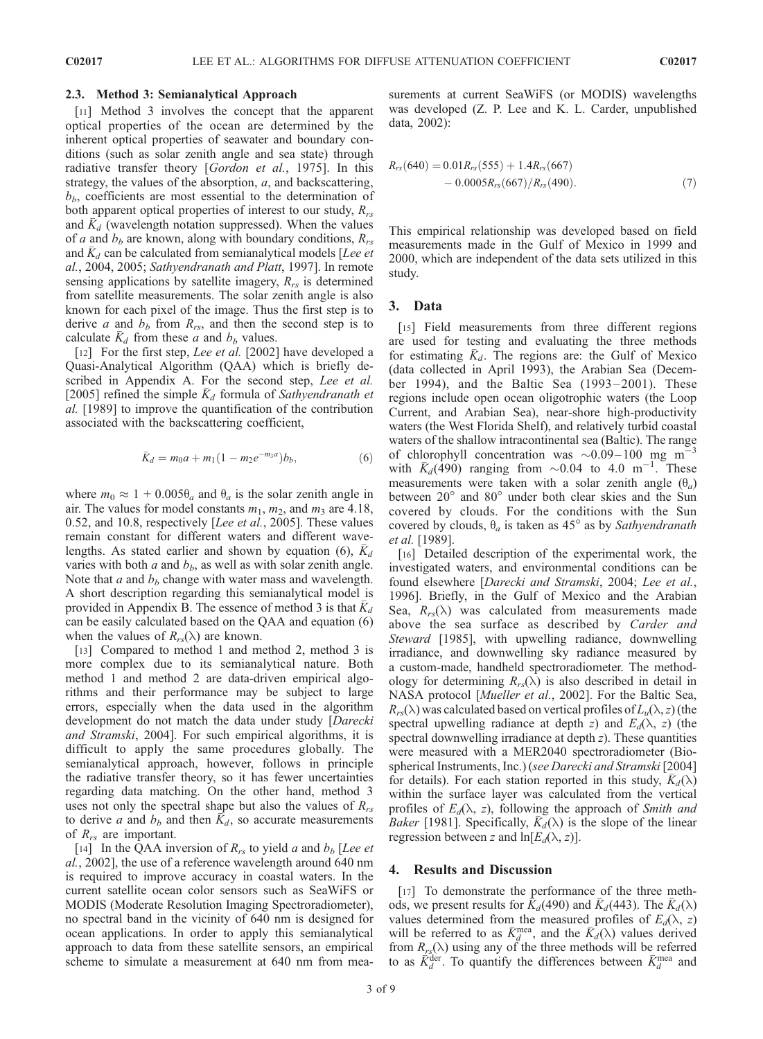### 2.3. Method 3: Semianalytical Approach

[11] Method 3 involves the concept that the apparent optical properties of the ocean are determined by the inherent optical properties of seawater and boundary conditions (such as solar zenith angle and sea state) through radiative transfer theory [*Gordon et al.*, 1975]. In this strategy, the values of the absorption, $a$, and backscattering, $b_b$, coefficients are most essential to the determination of both apparent optical properties of interest to our study, $R_{rs}$ and $\bar{K}_d$ (wavelength notation suppressed). When the values of $a$ and $b_b$ are known, along with boundary conditions, $R_{rs}$ and $\bar{K}_d$ can be calculated from semianalytical models [*Lee et al.*, 2004, 2005; *Sathyendranath and Platt*, 1997]. In remote sensing applications by satellite imagery, $R_{rs}$ is determined from satellite measurements. The solar zenith angle is also known for each pixel of the image. Thus the first step is to derive $a$ and $b_b$ from $R_{rs}$, and then the second step is to calculate $\bar{K}_d$ from these $a$ and $b_b$ values.

[12] For the first step, *Lee et al.* [2002] have developed a Quasi-Analytical Algorithm (QAA) which is briefly described in Appendix A. For the second step, *Lee et al.* [2005] refined the simple $\bar{K}_d$ formula of *Sathyendranath et al.* [1989] to improve the quantification of the contribution associated with the backscattering coefficient,

$$\bar{K}_d = m_0 a + m_1 (1 - m_2 e^{-m_3 a}) b_b, \tag{6}$$

where $m_0 \approx 1 + 0.005\theta_a$ and $\theta_a$ is the solar zenith angle in air. The values for model constants $m_1$, $m_2$, and $m_3$ are 4.18, 0.52, and 10.8, respectively [*Lee et al.*, 2005]. These values remain constant for different waters and different wavelengths. As stated earlier and shown by equation (6), $\bar{K}_d$ varies with both $a$ and $b_b$, as well as with solar zenith angle. Note that $a$ and $b_b$ change with water mass and wavelength. A short description regarding this semianalytical model is provided in Appendix B. The essence of method 3 is that $\bar{K}_d$ can be easily calculated based on the QAA and equation (6) when the values of $R_{rs}(\lambda)$ are known.

[13] Compared to method 1 and method 2, method 3 is more complex due to its semianalytical nature. Both method 1 and method 2 are data-driven empirical algorithms and their performance may be subject to large errors, especially when the data used in the algorithm development do not match the data under study [*Darecki and Stramski*, 2004]. For such empirical algorithms, it is difficult to apply the same procedures globally. The semianalytical approach, however, follows in principle the radiative transfer theory, so it has fewer uncertainties regarding data matching. On the other hand, method 3 uses not only the spectral shape but also the values of $R_{rs}$ to derive $a$ and $b_b$ and then $\bar{K}_d$, so accurate measurements of $R_{rs}$ are important.

[14] In the QAA inversion of $R_{rs}$ to yield $a$ and $b_b$ [*Lee et al.*, 2002], the use of a reference wavelength around 640 nm is required to improve accuracy in coastal waters. In the current satellite ocean color sensors such as SeaWiFS or MODIS (Moderate Resolution Imaging Spectroradiometer), no spectral band in the vicinity of 640 nm is designed for ocean applications. In order to apply this semianalytical approach to data from these satellite sensors, an empirical scheme to simulate a measurement at 640 nm from measurements at current SeaWiFS (or MODIS) wavelengths was developed (Z. P. Lee and K. L. Carder, unpublished data, 2002):

$$R_{rs}(640) = 0.01 R_{rs}(555) + 1.4 R_{rs}(667) - 0.0005 R_{rs}(667)/R_{rs}(490). \tag{7}$$

This empirical relationship was developed based on field measurements made in the Gulf of Mexico in 1999 and 2000, which are independent of the data sets utilized in this study.

## 3. Data

[15] Field measurements from three different regions are used for testing and evaluating the three methods for estimating $\bar{K}_d$. The regions are: the Gulf of Mexico (data collected in April 1993), the Arabian Sea (December 1994), and the Baltic Sea (1993–2001). These regions include open ocean oligotrophic waters (the Loop Current, and Arabian Sea), near-shore high-productivity waters (the West Florida Shelf), and relatively turbid coastal waters of the shallow intracontinental sea (Baltic). The range of chlorophyll concentration was ~0.09–100 mg m$^{-3}$ with $\bar{K}_d(490)$ ranging from ~0.04 to 4.0 m$^{-1}$. These measurements were taken with a solar zenith angle ($\theta_a$) between 20° and 80° under both clear skies and the Sun covered by clouds. For the conditions with the Sun covered by clouds, $\theta_a$ is taken as 45° as by *Sathyendranath et al.* [1989].

[16] Detailed description of the experimental work, the investigated waters, and environmental conditions can be found elsewhere [*Darecki and Stramski*, 2004; *Lee et al.*, 1996]. Briefly, in the Gulf of Mexico and the Arabian Sea, $R_{rs}(\lambda)$ was calculated from measurements made above the sea surface as described by *Carder and Steward* [1985], with upwelling radiance, downwelling irradiance, and downwelling sky radiance measured by a custom-made, handheld spectroradiometer. The methodology for determining $R_{rs}(\lambda)$ is also described in detail in NASA protocol [*Mueller et al.*, 2002]. For the Baltic Sea, $R_{rs}(\lambda)$ was calculated based on vertical profiles of $L_u(\lambda, z)$ (the spectral upwelling radiance at depth $z$) and $E_d(\lambda, z)$ (the spectral downwelling irradiance at depth $z$). These quantities were measured with a MER2040 spectroradiometer (Biospherical Instruments, Inc.) (*see Darecki and Stramski* [2004] for details). For each station reported in this study, $\bar{K}_d(\lambda)$ within the surface layer was calculated from the vertical profiles of $E_d(\lambda, z)$, following the approach of *Smith and Baker* [1981]. Specifically, $\bar{K}_d(\lambda)$ is the slope of the linear regression between $z$ and $\ln[E_d(\lambda, z)]$.

## 4. Results and Discussion

[17] To demonstrate the performance of the three methods, we present results for $\bar{K}_d(490)$ and $\bar{K}_d(443)$. The $\bar{K}_d(\lambda)$ values determined from the measured profiles of $E_d(\lambda, z)$ will be referred to as $\bar{K}_d^{\text{mea}}$, and the $\bar{K}_d(\lambda)$ values derived from $R_{rs}(\lambda)$ using any of the three methods will be referred to as $\bar{K}_d^{\text{der}}$. To quantify the differences between $\bar{K}_d^{\text{mea}}$ and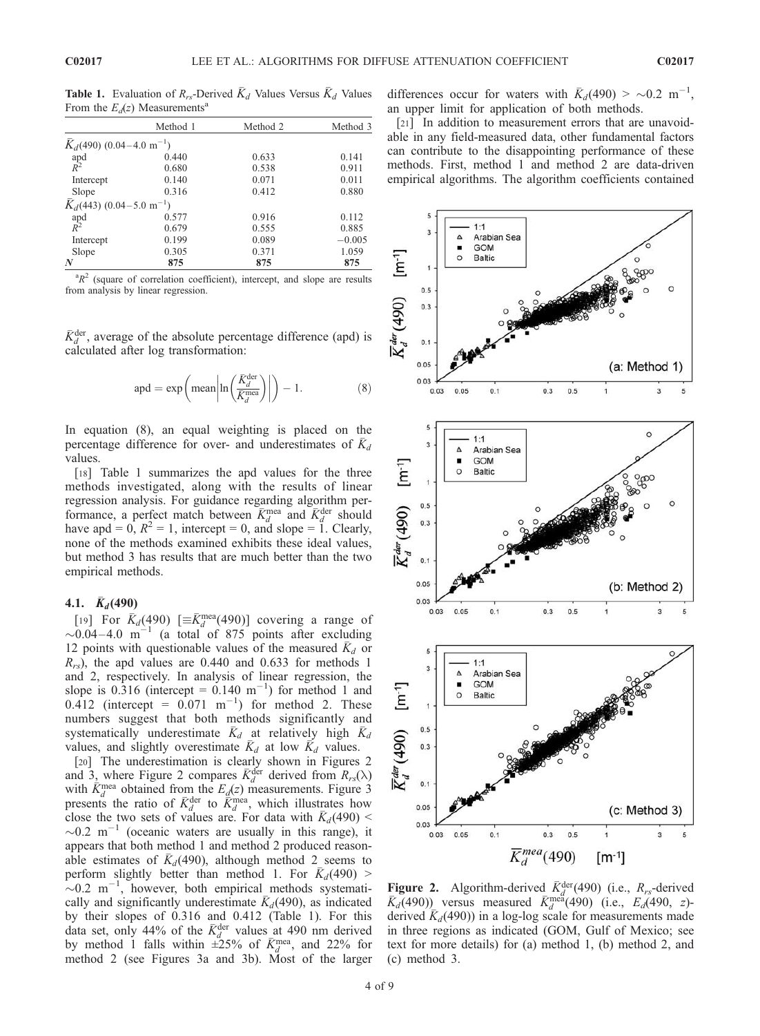**Table 1.** Evaluation of $R_{rs}$-Derived $\bar{K}_d$ Values Versus $\bar{K}_d$ Values From the $E_d(z)$ Measurements[a]

| | Method 1 | Method 2 | Method 3 |
|---|---|---|---|
| $\bar{K}_d(490)$ (0.04–4.0 m$^{-1}$) | | | |
| apd | 0.440 | 0.633 | 0.141 |
| $R^2$ | 0.680 | 0.538 | 0.911 |
| Intercept | 0.140 | 0.071 | 0.011 |
| Slope | 0.316 | 0.412 | 0.880 |
| $\bar{K}_d(443)$ (0.04–5.0 m$^{-1}$) | | | |
| apd | 0.577 | 0.916 | 0.112 |
| $R^2$ | 0.679 | 0.555 | 0.885 |
| Intercept | 0.199 | 0.089 | −0.005 |
| Slope | 0.305 | 0.371 | 1.059 |
| *N* | **875** | **875** | **875** |

[a] $R^2$ (square of correlation coefficient), intercept, and slope are results from analysis by linear regression.

$\bar{K}_d^{\rm der}$, average of the absolute percentage difference (apd) is calculated after log transformation:

$$\text{apd} = \exp\left(\text{mean}\left|\ln\left(\frac{\bar{K}_d^{\rm der}}{\bar{K}_d^{\rm mea}}\right)\right|\right) - 1. \quad (8)$$

In equation (8), an equal weighting is placed on the percentage difference for over- and underestimates of $\bar{K}_d$ values.

[18] Table 1 summarizes the apd values for the three methods investigated, along with the results of linear regression analysis. For guidance regarding algorithm performance, a perfect match between $\bar{K}_d^{\rm mea}$ and $\bar{K}_d^{\rm der}$ should have apd = 0, $R^2 = 1$, intercept = 0, and slope = 1. Clearly, none of the methods examined exhibits these ideal values, but method 3 has results that are much better than the two empirical methods.

### 4.1. $\bar{K}_d(490)$

[19] For $\bar{K}_d(490)$ [$\equiv \bar{K}_d^{\rm mea}(490)$] covering a range of $\sim$0.04–4.0 m$^{-1}$ (a total of 875 points after excluding 12 points with questionable values of the measured $\bar{K}_d$ or $R_{rs}$), the apd values are 0.440 and 0.633 for methods 1 and 2, respectively. In analysis of linear regression, the slope is 0.316 (intercept = 0.140 m$^{-1}$) for method 1 and 0.412 (intercept = 0.071 m$^{-1}$) for method 2. These numbers suggest that both methods significantly and systematically underestimate $\bar{K}_d$ at relatively high $\bar{K}_d$ values, and slightly overestimate $\bar{K}_d$ at low $\bar{K}_d$ values.

[20] The underestimation is clearly shown in Figures 2 and 3, where Figure 2 compares $\bar{K}_d^{\rm der}$ derived from $R_{rs}(\lambda)$ with $\bar{K}_d^{\rm mea}$ obtained from the $E_d(z)$ measurements. Figure 3 presents the ratio of $\bar{K}_d^{\rm der}$ to $\bar{K}_d^{\rm mea}$, which illustrates how close the two sets of values are. For data with $\bar{K}_d(490) <$ $\sim$0.2 m$^{-1}$ (oceanic waters are usually in this range), it appears that both method 1 and method 2 produced reasonable estimates of $\bar{K}_d(490)$, although method 2 seems to perform slightly better than method 1. For $\bar{K}_d(490) >$ $\sim$0.2 m$^{-1}$, however, both empirical methods systematically and significantly underestimate $\bar{K}_d(490)$, as indicated by their slopes of 0.316 and 0.412 (Table 1). For this data set, only 44% of the $\bar{K}_d^{\rm der}$ values at 490 nm derived by method 1 falls within ±25% of $\bar{K}_d^{\rm mea}$, and 22% for method 2 (see Figures 3a and 3b). Most of the larger differences occur for waters with $\bar{K}_d(490) >$ $\sim$0.2 m$^{-1}$, an upper limit for application of both methods.

[21] In addition to measurement errors that are unavoidable in any field-measured data, other fundamental factors can contribute to the disappointing performance of these methods. First, method 1 and method 2 are data-driven empirical algorithms. The algorithm coefficients contained

**Figure 2.** Algorithm-derived $\bar{K}_d^{\rm der}(490)$ (i.e., $R_{rs}$-derived $\bar{K}_d(490)$) versus measured $\bar{K}_d^{\rm mea}(490)$ (i.e., $E_d(490, z)$-derived $\bar{K}_d(490)$) in a log-log scale for measurements made in three regions as indicated (GOM, Gulf of Mexico; see text for more details) for (a) method 1, (b) method 2, and (c) method 3.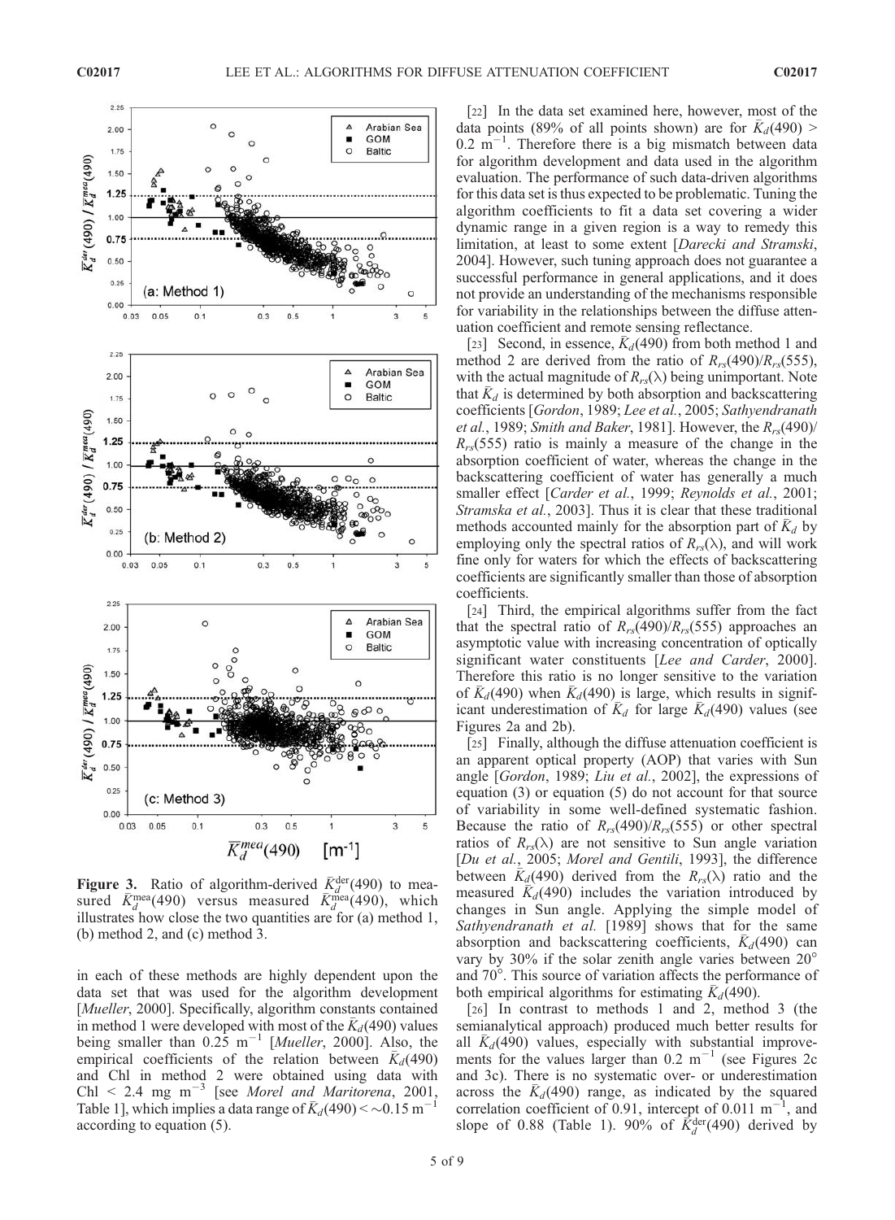Figure 3. Ratio of algorithm-derived $\bar{K}_d^{\mathrm{der}}(490)$ to measured $\bar{K}_d^{\mathrm{mea}}(490)$ versus measured $\bar{K}_d^{\mathrm{mea}}(490)$, which illustrates how close the two quantities are for (a) method 1, (b) method 2, and (c) method 3.

in each of these methods are highly dependent upon the data set that was used for the algorithm development [*Mueller*, 2000]. Specifically, algorithm constants contained in method 1 were developed with most of the $\bar{K}_d(490)$ values being smaller than 0.25 $\mathrm{m}^{-1}$ [*Mueller*, 2000]. Also, the empirical coefficients of the relation between $\bar{K}_d(490)$ and Chl in method 2 were obtained using data with Chl < 2.4 mg $\mathrm{m}^{-3}$ [see *Morel and Maritorena*, 2001, Table 1], which implies a data range of $\bar{K}_d(490) < \sim 0.15\ \mathrm{m}^{-1}$ according to equation (5).

[22] In the data set examined here, however, most of the data points (89% of all points shown) are for $\bar{K}_d(490) > 0.2\ \mathrm{m}^{-1}$. Therefore there is a big mismatch between data for algorithm development and data used in the algorithm evaluation. The performance of such data-driven algorithms for this data set is thus expected to be problematic. Tuning the algorithm coefficients to fit a data set covering a wider dynamic range in a given region is a way to remedy this limitation, at least to some extent [*Darecki and Stramski*, 2004]. However, such tuning approach does not guarantee a successful performance in general applications, and it does not provide an understanding of the mechanisms responsible for variability in the relationships between the diffuse attenuation coefficient and remote sensing reflectance.

[23] Second, in essence, $\bar{K}_d(490)$ from both method 1 and method 2 are derived from the ratio of $R_{rs}(490)/R_{rs}(555)$, with the actual magnitude of $R_{rs}(\lambda)$ being unimportant. Note that $\bar{K}_d$ is determined by both absorption and backscattering coefficients [*Gordon*, 1989; *Lee et al.*, 2005; *Sathyendranath et al.*, 1989; *Smith and Baker*, 1981]. However, the $R_{rs}(490)/R_{rs}(555)$ ratio is mainly a measure of the change in the absorption coefficient of water, whereas the change in the backscattering coefficient of water has generally a much smaller effect [*Carder et al.*, 1999; *Reynolds et al.*, 2001; *Stramska et al.*, 2003]. Thus it is clear that these traditional methods accounted mainly for the absorption part of $\bar{K}_d$ by employing only the spectral ratios of $R_{rs}(\lambda)$, and will work fine only for waters for which the effects of backscattering coefficients are significantly smaller than those of absorption coefficients.

[24] Third, the empirical algorithms suffer from the fact that the spectral ratio of $R_{rs}(490)/R_{rs}(555)$ approaches an asymptotic value with increasing concentration of optically significant water constituents [*Lee and Carder*, 2000]. Therefore this ratio is no longer sensitive to the variation of $\bar{K}_d(490)$ when $\bar{K}_d(490)$ is large, which results in significant underestimation of $\bar{K}_d$ for large $\bar{K}_d(490)$ values (see Figures 2a and 2b).

[25] Finally, although the diffuse attenuation coefficient is an apparent optical property (AOP) that varies with Sun angle [*Gordon*, 1989; *Liu et al.*, 2002], the expressions of equation (3) or equation (5) do not account for that source of variability in some well-defined systematic fashion. Because the ratio of $R_{rs}(490)/R_{rs}(555)$ or other spectral ratios of $R_{rs}(\lambda)$ are not sensitive to Sun angle variation [*Du et al.*, 2005; *Morel and Gentili*, 1993], the difference between $\bar{K}_d(490)$ derived from the $R_{rs}(\lambda)$ ratio and the measured $\bar{K}_d(490)$ includes the variation introduced by changes in Sun angle. Applying the simple model of *Sathyendranath et al.* [1989] shows that for the same absorption and backscattering coefficients, $\bar{K}_d(490)$ can vary by 30% if the solar zenith angle varies between 20° and 70°. This source of variation affects the performance of both empirical algorithms for estimating $\bar{K}_d(490)$.

[26] In contrast to methods 1 and 2, method 3 (the semianalytical approach) produced much better results for all $\bar{K}_d(490)$ values, especially with substantial improvements for the values larger than 0.2 $\mathrm{m}^{-1}$ (see Figures 2c and 3c). There is no systematic over- or underestimation across the $\bar{K}_d(490)$ range, as indicated by the squared correlation coefficient of 0.91, intercept of 0.011 $\mathrm{m}^{-1}$, and slope of 0.88 (Table 1). 90% of $\bar{K}_d^{\mathrm{der}}(490)$ derived by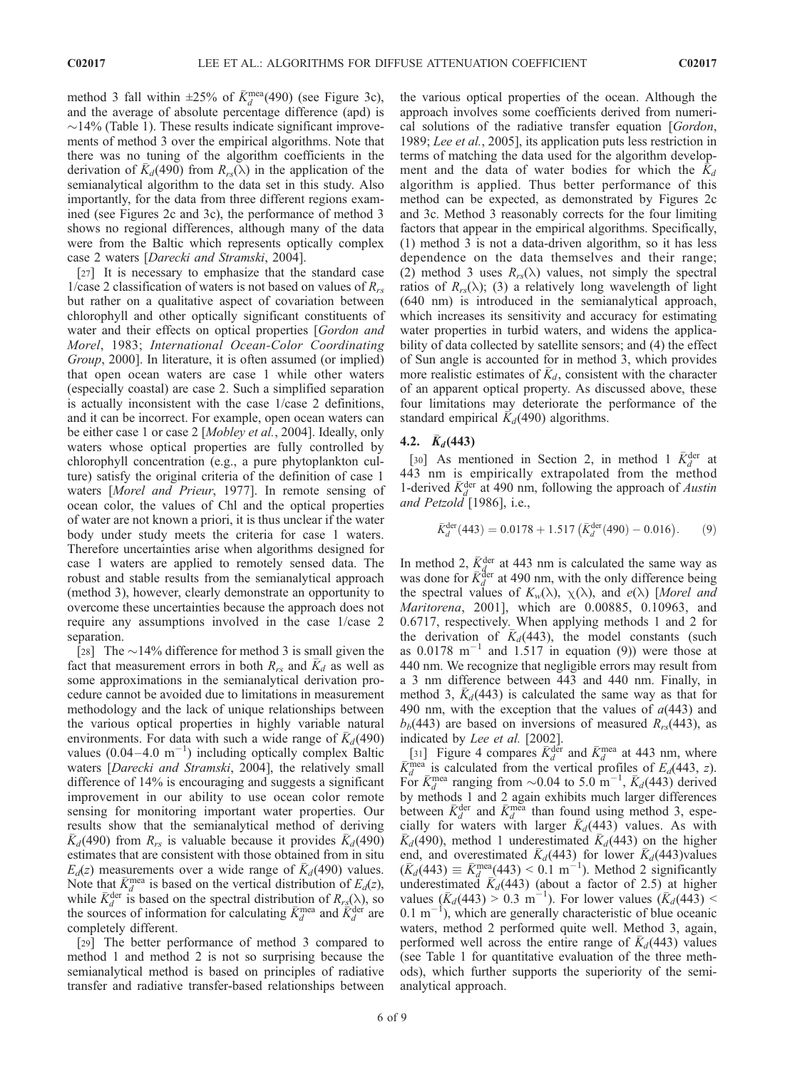method 3 fall within ±25% of $\bar{K}_d^{\text{mea}}(490)$ (see Figure 3c), and the average of absolute percentage difference (apd) is ~14% (Table 1). These results indicate significant improvements of method 3 over the empirical algorithms. Note that there was no tuning of the algorithm coefficients in the derivation of $\bar{K}_d(490)$ from $R_{rs}(\lambda)$ in the application of the semianalytical algorithm to the data set in this study. Also importantly, for the data from three different regions examined (see Figures 2c and 3c), the performance of method 3 shows no regional differences, although many of the data were from the Baltic which represents optically complex case 2 waters [*Darecki and Stramski*, 2004].

[27] It is necessary to emphasize that the standard case 1/case 2 classification of waters is not based on values of $R_{rs}$ but rather on a qualitative aspect of covariation between chlorophyll and other optically significant constituents of water and their effects on optical properties [*Gordon and Morel*, 1983; *International Ocean-Color Coordinating Group*, 2000]. In literature, it is often assumed (or implied) that open ocean waters are case 1 while other waters (especially coastal) are case 2. Such a simplified separation is actually inconsistent with the case 1/case 2 definitions, and it can be incorrect. For example, open ocean waters can be either case 1 or case 2 [*Mobley et al.*, 2004]. Ideally, only waters whose optical properties are fully controlled by chlorophyll concentration (e.g., a pure phytoplankton culture) satisfy the original criteria of the definition of case 1 waters [*Morel and Prieur*, 1977]. In remote sensing of ocean color, the values of Chl and the optical properties of water are not known a priori, it is thus unclear if the water body under study meets the criteria for case 1 waters. Therefore uncertainties arise when algorithms designed for case 1 waters are applied to remotely sensed data. The robust and stable results from the semianalytical approach (method 3), however, clearly demonstrate an opportunity to overcome these uncertainties because the approach does not require any assumptions involved in the case 1/case 2 separation.

[28] The ~14% difference for method 3 is small given the fact that measurement errors in both $R_{rs}$ and $\bar{K}_d$ as well as some approximations in the semianalytical derivation procedure cannot be avoided due to limitations in measurement methodology and the lack of unique relationships between the various optical properties in highly variable natural environments. For data with such a wide range of $\bar{K}_d(490)$ values (0.04–4.0 m$^{-1}$) including optically complex Baltic waters [*Darecki and Stramski*, 2004], the relatively small difference of 14% is encouraging and suggests a significant improvement in our ability to use ocean color remote sensing for monitoring important water properties. Our results show that the semianalytical method of deriving $\bar{K}_d(490)$ from $R_{rs}$ is valuable because it provides $\bar{K}_d(490)$ estimates that are consistent with those obtained from in situ $E_d(z)$ measurements over a wide range of $\bar{K}_d(490)$ values. Note that $\bar{K}_d^{\text{mea}}$ is based on the vertical distribution of $E_d(z)$, while $\bar{K}_d^{\text{der}}$ is based on the spectral distribution of $R_{rs}(\lambda)$, so the sources of information for calculating $\bar{K}_d^{\text{mea}}$ and $\bar{K}_d^{\text{der}}$ are completely different.

[29] The better performance of method 3 compared to method 1 and method 2 is not so surprising because the semianalytical method is based on principles of radiative transfer and radiative transfer-based relationships between the various optical properties of the ocean. Although the approach involves some coefficients derived from numerical solutions of the radiative transfer equation [*Gordon*, 1989; *Lee et al.*, 2005], its application puts less restriction in terms of matching the data used for the algorithm development and the data of water bodies for which the $\bar{K}_d$ algorithm is applied. Thus better performance of this method can be expected, as demonstrated by Figures 2c and 3c. Method 3 reasonably corrects for the four limiting factors that appear in the empirical algorithms. Specifically, (1) method 3 is not a data-driven algorithm, so it has less dependence on the data themselves and their range; (2) method 3 uses $R_{rs}(\lambda)$ values, not simply the spectral ratios of $R_{rs}(\lambda)$; (3) a relatively long wavelength of light (640 nm) is introduced in the semianalytical approach, which increases its sensitivity and accuracy for estimating water properties in turbid waters, and widens the applicability of data collected by satellite sensors; and (4) the effect of Sun angle is accounted for in method 3, which provides more realistic estimates of $\bar{K}_d$, consistent with the character of an apparent optical property. As discussed above, these four limitations may deteriorate the performance of the standard empirical $\bar{K}_d(490)$ algorithms.

### 4.2. $\bar{K}_d(443)$

[30] As mentioned in Section 2, in method 1 $\bar{K}_d^{\text{der}}$ at 443 nm is empirically extrapolated from the method 1-derived $\bar{K}_d^{\text{der}}$ at 490 nm, following the approach of *Austin and Petzold* [1986], i.e.,

$$\bar{K}_d^{\text{der}}(443) = 0.0178 + 1.517\left(\bar{K}_d^{\text{der}}(490) - 0.016\right). \tag{9}$$

In method 2, $\bar{K}_d^{\text{der}}$ at 443 nm is calculated the same way as was done for $\bar{K}_d^{\text{der}}$ at 490 nm, with the only difference being the spectral values of $K_w(\lambda)$, $\chi(\lambda)$, and $e(\lambda)$ [*Morel and Maritorena*, 2001], which are 0.00885, 0.10963, and 0.6717, respectively. When applying methods 1 and 2 for the derivation of $\bar{K}_d(443)$, the model constants (such as 0.0178 m$^{-1}$ and 1.517 in equation (9)) were those at 440 nm. We recognize that negligible errors may result from a 3 nm difference between 443 and 440 nm. Finally, in method 3, $\bar{K}_d(443)$ is calculated the same way as that for 490 nm, with the exception that the values of $a(443)$ and $b_b(443)$ are based on inversions of measured $R_{rs}(443)$, as indicated by *Lee et al.* [2002].

[31] Figure 4 compares $\bar{K}_d^{\text{der}}$ and $\bar{K}_d^{\text{mea}}$ at 443 nm, where $\bar{K}_d^{\text{mea}}$ is calculated from the vertical profiles of $E_d(443, z)$. For $\bar{K}_d^{\text{mea}}$ ranging from ~0.04 to 5.0 m$^{-1}$, $\bar{K}_d(443)$ derived by methods 1 and 2 again exhibits much larger differences between $\bar{K}_d^{\text{der}}$ and $\bar{K}_d^{\text{mea}}$ than found using method 3, especially for waters with larger $\bar{K}_d(443)$ values. As with $\bar{K}_d(490)$, method 1 underestimated $\bar{K}_d(443)$ on the higher end, and overestimated $\bar{K}_d(443)$ for lower $\bar{K}_d(443)$values ($\bar{K}_d(443) \equiv \bar{K}_d^{\text{mea}}(443) < 0.1$ m$^{-1}$). Method 2 significantly underestimated $\bar{K}_d(443)$ (about a factor of 2.5) at higher values ($\bar{K}_d(443) > 0.3$ m$^{-1}$). For lower values ($\bar{K}_d(443) < 0.1$ m$^{-1}$), which are generally characteristic of blue oceanic waters, method 2 performed quite well. Method 3, again, performed well across the entire range of $\bar{K}_d(443)$ values (see Table 1 for quantitative evaluation of the three methods), which further supports the superiority of the semianalytical approach.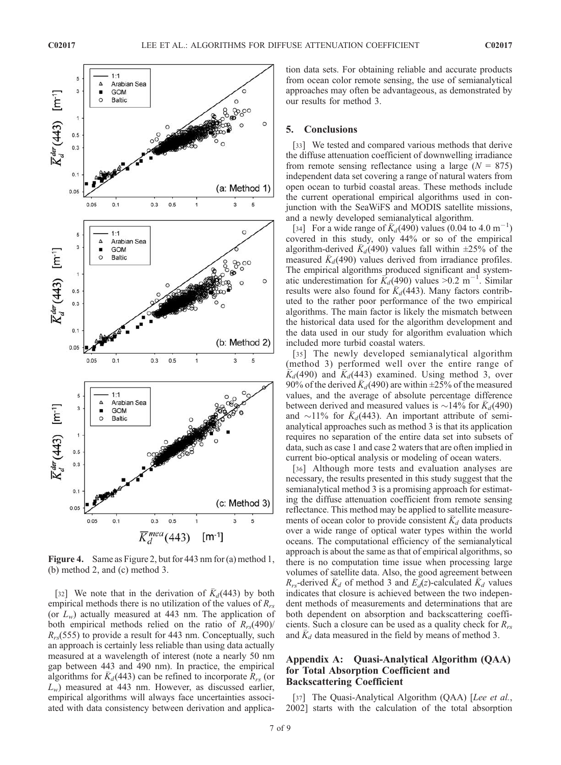Figure 4. Same as Figure 2, but for 443 nm for (a) method 1, (b) method 2, and (c) method 3.

[32] We note that in the derivation of $\bar{K}_d(443)$ by both empirical methods there is no utilization of the values of $R_{rs}$ (or $L_w$) actually measured at 443 nm. The application of both empirical methods relied on the ratio of $R_{rs}(490)/R_{rs}(555)$ to provide a result for 443 nm. Conceptually, such an approach is certainly less reliable than using data actually measured at a wavelength of interest (note a nearly 50 nm gap between 443 and 490 nm). In practice, the empirical algorithms for $\bar{K}_d(443)$ can be refined to incorporate $R_{rs}$ (or $L_w$) measured at 443 nm. However, as discussed earlier, empirical algorithms will always face uncertainties associated with data consistency between derivation and application data sets. For obtaining reliable and accurate products from ocean color remote sensing, the use of semianalytical approaches may often be advantageous, as demonstrated by our results for method 3.

## 5. Conclusions

[33] We tested and compared various methods that derive the diffuse attenuation coefficient of downwelling irradiance from remote sensing reflectance using a large ($N$ = 875) independent data set covering a range of natural waters from open ocean to turbid coastal areas. These methods include the current operational empirical algorithms used in conjunction with the SeaWiFS and MODIS satellite missions, and a newly developed semianalytical algorithm.

[34] For a wide range of $\bar{K}_d(490)$ values (0.04 to 4.0 $m^{-1}$) covered in this study, only 44% or so of the empirical algorithm-derived $\bar{K}_d(490)$ values fall within ±25% of the measured $\bar{K}_d(490)$ values derived from irradiance profiles. The empirical algorithms produced significant and systematic underestimation for $\bar{K}_d(490)$ values >0.2 $m^{-1}$. Similar results were also found for $\bar{K}_d(443)$. Many factors contributed to the rather poor performance of the two empirical algorithms. The main factor is likely the mismatch between the historical data used for the algorithm development and the data used in our study for algorithm evaluation which included more turbid coastal waters.

[35] The newly developed semianalytical algorithm (method 3) performed well over the entire range of $\bar{K}_d(490)$ and $\bar{K}_d(443)$ examined. Using method 3, over 90% of the derived $\bar{K}_d(490)$ are within ±25% of the measured values, and the average of absolute percentage difference between derived and measured values is ~14% for $\bar{K}_d(490)$ and ~11% for $\bar{K}_d(443)$. An important attribute of semianalytical approaches such as method 3 is that its application requires no separation of the entire data set into subsets of data, such as case 1 and case 2 waters that are often implied in current bio-optical analysis or modeling of ocean waters.

[36] Although more tests and evaluation analyses are necessary, the results presented in this study suggest that the semianalytical method 3 is a promising approach for estimating the diffuse attenuation coefficient from remote sensing reflectance. This method may be applied to satellite measurements of ocean color to provide consistent $\bar{K}_d$ data products over a wide range of optical water types within the world oceans. The computational efficiency of the semianalytical approach is about the same as that of empirical algorithms, so there is no computation time issue when processing large volumes of satellite data. Also, the good agreement between $R_{rs}$-derived $\bar{K}_d$ of method 3 and $E_d(z)$-calculated $\bar{K}_d$ values indicates that closure is achieved between the two independent methods of measurements and determinations that are both dependent on absorption and backscattering coefficients. Such a closure can be used as a quality check for $R_{rs}$ and $\bar{K}_d$ data measured in the field by means of method 3.

## Appendix A: Quasi-Analytical Algorithm (QAA) for Total Absorption Coefficient and Backscattering Coefficient

[37] The Quasi-Analytical Algorithm (QAA) [*Lee et al.*, 2002] starts with the calculation of the total absorption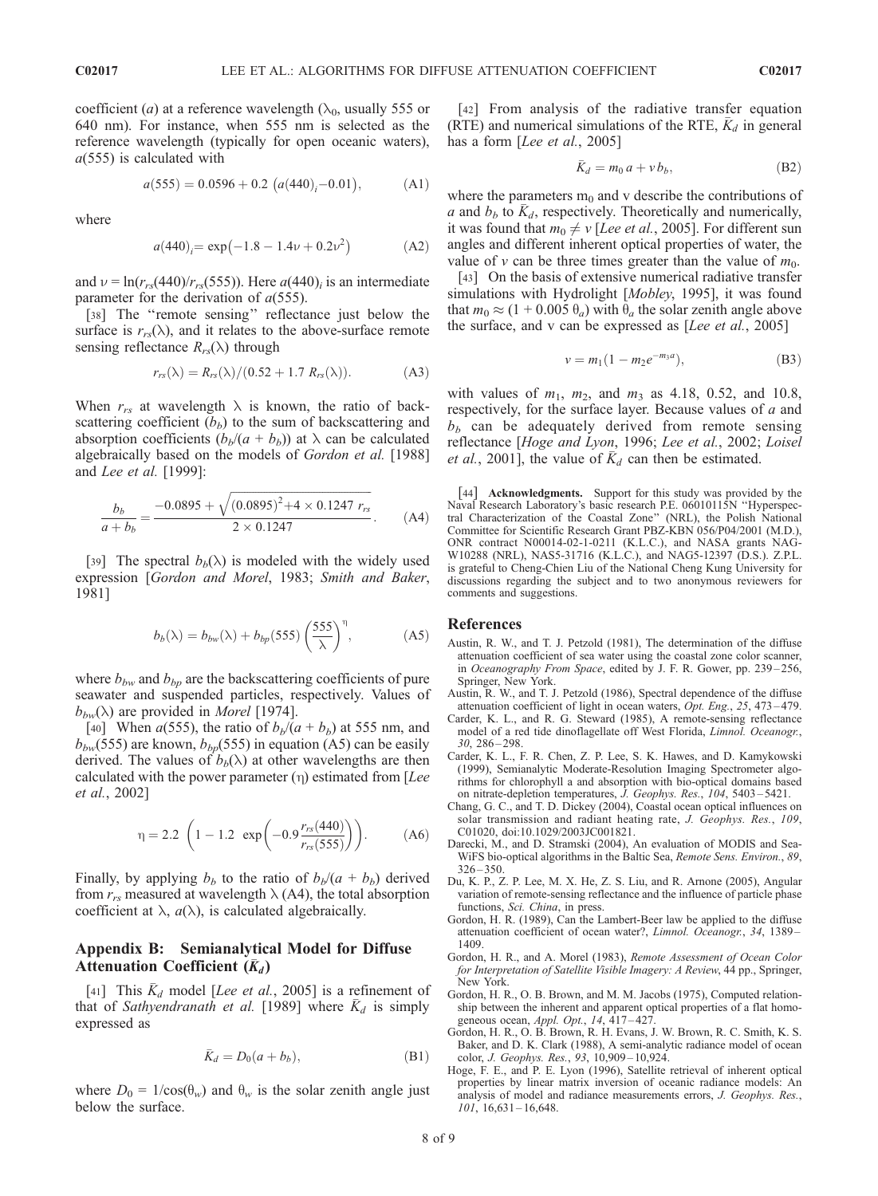coefficient ($a$) at a reference wavelength ($\lambda_0$, usually 555 or 640 nm). For instance, when 555 nm is selected as the reference wavelength (typically for open oceanic waters), $a(555)$ is calculated with

$$a(555) = 0.0596 + 0.2\left(a(440)_i - 0.01\right), \tag{A1}$$

where

$$a(440)_i = \exp\left(-1.8 - 1.4\nu + 0.2\nu^2\right) \tag{A2}$$

and $\nu = \ln(r_{rs}(440)/r_{rs}(555))$. Here $a(440)_i$ is an intermediate parameter for the derivation of $a(555)$.

[38] The "remote sensing" reflectance just below the surface is $r_{rs}(\lambda)$, and it relates to the above-surface remote sensing reflectance $R_{rs}(\lambda)$ through

$$r_{rs}(\lambda) = R_{rs}(\lambda)/(0.52 + 1.7\,R_{rs}(\lambda)). \tag{A3}$$

When $r_{rs}$ at wavelength $\lambda$ is known, the ratio of backscattering coefficient ($b_b$) to the sum of backscattering and absorption coefficients ($b_b/(a + b_b)$) at $\lambda$ can be calculated algebraically based on the models of *Gordon et al.* [1988] and *Lee et al.* [1999]:

$$\frac{b_b}{a + b_b} = \frac{-0.0895 + \sqrt{(0.0895)^2 + 4 \times 0.1247\,r_{rs}}}{2 \times 0.1247}. \tag{A4}$$

[39] The spectral $b_b(\lambda)$ is modeled with the widely used expression [*Gordon and Morel*, 1983; *Smith and Baker*, 1981]

$$b_b(\lambda) = b_{bw}(\lambda) + b_{bp}(555)\left(\frac{555}{\lambda}\right)^{\eta}, \tag{A5}$$

where $b_{bw}$ and $b_{bp}$ are the backscattering coefficients of pure seawater and suspended particles, respectively. Values of $b_{bw}(\lambda)$ are provided in *Morel* [1974].

[40] When $a(555)$, the ratio of $b_b/(a + b_b)$ at 555 nm, and $b_{bw}(555)$ are known, $b_{bp}(555)$ in equation (A5) can be easily derived. The values of $b_b(\lambda)$ at other wavelengths are then calculated with the power parameter ($\eta$) estimated from [*Lee et al.*, 2002]

$$\eta = 2.2\left(1 - 1.2\,\exp\left(-0.9\frac{r_{rs}(440)}{r_{rs}(555)}\right)\right). \tag{A6}$$

Finally, by applying $b_b$ to the ratio of $b_b/(a + b_b)$ derived from $r_{rs}$ measured at wavelength $\lambda$ (A4), the total absorption coefficient at $\lambda$, $a(\lambda)$, is calculated algebraically.

## Appendix B: Semianalytical Model for Diffuse Attenuation Coefficient ($\bar{K}_d$)

[41] This $\bar{K}_d$ model [*Lee et al.*, 2005] is a refinement of that of *Sathyendranath et al.* [1989] where $\bar{K}_d$ is simply expressed as

$$\bar{K}_d = D_0(a + b_b), \tag{B1}$$

where $D_0 = 1/\cos(\theta_w)$ and $\theta_w$ is the solar zenith angle just below the surface.

[42] From analysis of the radiative transfer equation (RTE) and numerical simulations of the RTE, $\bar{K}_d$ in general has a form [*Lee et al.*, 2005]

$$\bar{K}_d = m_0\,a + v\,b_b, \tag{B2}$$

where the parameters $m_0$ and v describe the contributions of $a$ and $b_b$ to $\bar{K}_d$, respectively. Theoretically and numerically, it was found that $m_0 \neq v$ [*Lee et al.*, 2005]. For different sun angles and different inherent optical properties of water, the value of $v$ can be three times greater than the value of $m_0$.

[43] On the basis of extensive numerical radiative transfer simulations with Hydrolight [*Mobley*, 1995], it was found that $m_0 \approx (1 + 0.005\,\theta_a)$ with $\theta_a$ the solar zenith angle above the surface, and v can be expressed as [*Lee et al.*, 2005]

$$v = m_1(1 - m_2 e^{-m_3 a}), \tag{B3}$$

with values of $m_1$, $m_2$, and $m_3$ as 4.18, 0.52, and 10.8, respectively, for the surface layer. Because values of $a$ and $b_b$ can be adequately derived from remote sensing reflectance [*Hoge and Lyon*, 1996; *Lee et al.*, 2002; *Loisel et al.*, 2001], the value of $\bar{K}_d$ can then be estimated.

[44] **Acknowledgments.** Support for this study was provided by the Naval Research Laboratory's basic research P.E. 06010115N "Hyperspectral Characterization of the Coastal Zone" (NRL), the Polish National Committee for Scientific Research Grant PBZ-KBN 056/P04/2001 (M.D.), ONR contract N00014-02-1-0211 (K.L.C.), and NASA grants NAG-W10288 (NRL), NAS5-31716 (K.L.C.), and NAG5-12397 (D.S.). Z.P.L. is grateful to Cheng-Chien Liu of the National Cheng Kung University for discussions regarding the subject and to two anonymous reviewers for comments and suggestions.

## References

Austin, R. W., and T. J. Petzold (1981), The determination of the diffuse attenuation coefficient of sea water using the coastal zone color scanner, in *Oceanography From Space*, edited by J. F. R. Gower, pp. 239–256, Springer, New York.

Austin, R. W., and T. J. Petzold (1986), Spectral dependence of the diffuse attenuation coefficient of light in ocean waters, *Opt. Eng.*, *25*, 473–479.

Carder, K. L., and R. G. Steward (1985), A remote-sensing reflectance model of a red tide dinoflagellate off West Florida, *Limnol. Oceanogr.*, *30*, 286–298.

Carder, K. L., F. R. Chen, Z. P. Lee, S. K. Hawes, and D. Kamykowski (1999), Semianalytic Moderate-Resolution Imaging Spectrometer algorithms for chlorophyll a and absorption with bio-optical domains based on nitrate-depletion temperatures, *J. Geophys. Res.*, *104*, 5403–5421.

Chang, G. C., and T. D. Dickey (2004), Coastal ocean optical influences on solar transmission and radiant heating rate, *J. Geophys. Res.*, *109*, C01020, doi:10.1029/2003JC001821.

Darecki, M., and D. Stramski (2004), An evaluation of MODIS and SeaWiFS bio-optical algorithms in the Baltic Sea, *Remote Sens. Environ.*, *89*, 326–350.

Du, K. P., Z. P. Lee, M. X. He, Z. S. Liu, and R. Arnone (2005), Angular variation of remote-sensing reflectance and the influence of particle phase functions, *Sci. China*, in press.

Gordon, H. R. (1989), Can the Lambert-Beer law be applied to the diffuse attenuation coefficient of ocean water?, *Limnol. Oceanogr.*, *34*, 1389–1409.

Gordon, H. R., and A. Morel (1983), *Remote Assessment of Ocean Color for Interpretation of Satellite Visible Imagery: A Review*, 44 pp., Springer, New York.

Gordon, H. R., O. B. Brown, and M. M. Jacobs (1975), Computed relationship between the inherent and apparent optical properties of a flat homogeneous ocean, *Appl. Opt.*, *14*, 417–427.

Gordon, H. R., O. B. Brown, R. H. Evans, J. W. Brown, R. C. Smith, K. S. Baker, and D. K. Clark (1988), A semi-analytic radiance model of ocean color, *J. Geophys. Res.*, *93*, 10,909–10,924.

Hoge, F. E., and P. E. Lyon (1996), Satellite retrieval of inherent optical properties by linear matrix inversion of oceanic radiance models: An analysis of model and radiance measurements errors, *J. Geophys. Res.*, *101*, 16,631–16,648.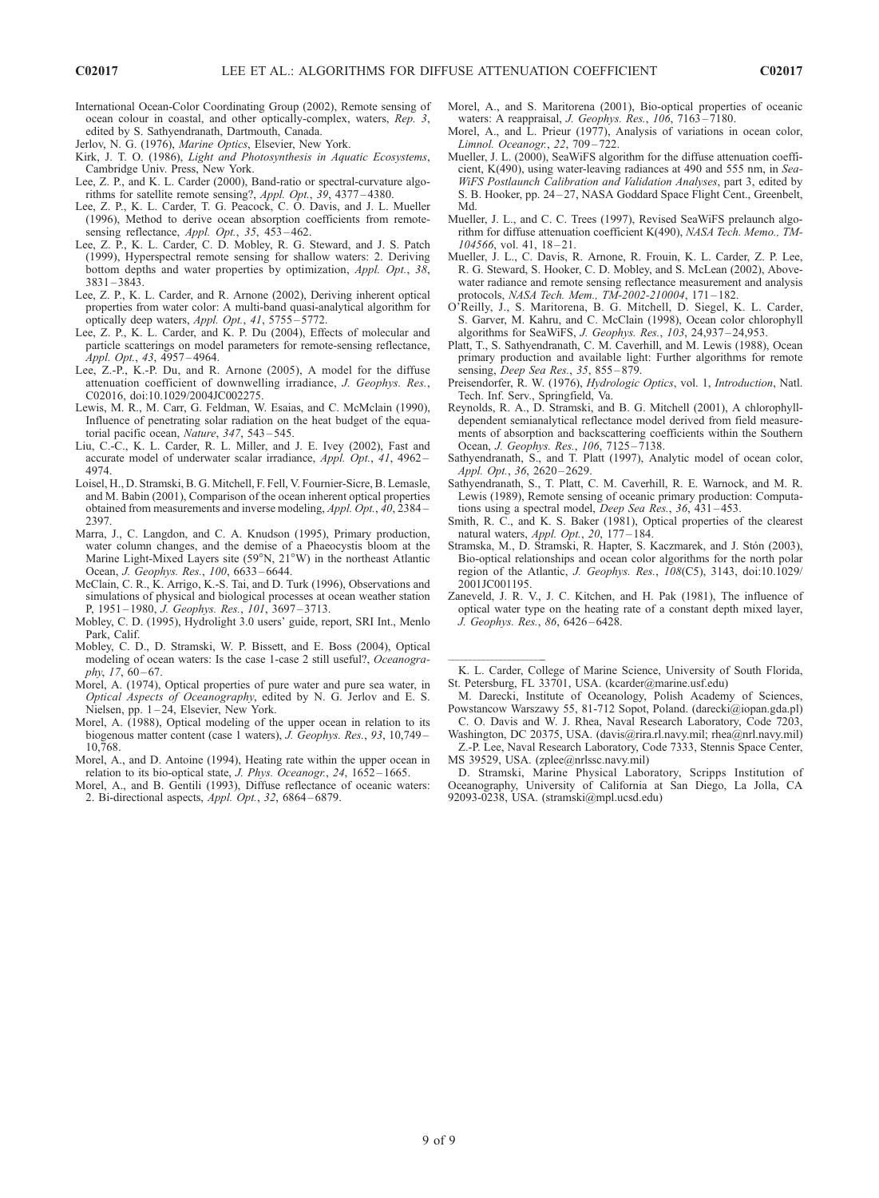International Ocean-Color Coordinating Group (2002), Remote sensing of ocean colour in coastal, and other optically-complex, waters, *Rep. 3*, edited by S. Sathyendranath, Dartmouth, Canada.

Jerlov, N. G. (1976), *Marine Optics*, Elsevier, New York.

Kirk, J. T. O. (1986), *Light and Photosynthesis in Aquatic Ecosystems*, Cambridge Univ. Press, New York.

Lee, Z. P., and K. L. Carder (2000), Band-ratio or spectral-curvature algorithms for satellite remote sensing?, *Appl. Opt.*, *39*, 4377–4380.

Lee, Z. P., K. L. Carder, T. G. Peacock, C. O. Davis, and J. L. Mueller (1996), Method to derive ocean absorption coefficients from remote-sensing reflectance, *Appl. Opt.*, *35*, 453–462.

Lee, Z. P., K. L. Carder, C. D. Mobley, R. G. Steward, and J. S. Patch (1999), Hyperspectral remote sensing for shallow waters: 2. Deriving bottom depths and water properties by optimization, *Appl. Opt.*, *38*, 3831–3843.

Lee, Z. P., K. L. Carder, and R. Arnone (2002), Deriving inherent optical properties from water color: A multi-band quasi-analytical algorithm for optically deep waters, *Appl. Opt.*, *41*, 5755–5772.

Lee, Z. P., K. L. Carder, and K. P. Du (2004), Effects of molecular and particle scatterings on model parameters for remote-sensing reflectance, *Appl. Opt.*, *43*, 4957–4964.

Lee, Z.-P., K.-P. Du, and R. Arnone (2005), A model for the diffuse attenuation coefficient of downwelling irradiance, *J. Geophys. Res.*, C02016, doi:10.1029/2004JC002275.

Lewis, M. R., M. Carr, G. Feldman, W. Esaias, and C. McMclain (1990), Influence of penetrating solar radiation on the heat budget of the equatorial pacific ocean, *Nature*, *347*, 543–545.

Liu, C.-C., K. L. Carder, R. L. Miller, and J. E. Ivey (2002), Fast and accurate model of underwater scalar irradiance, *Appl. Opt.*, *41*, 4962–4974.

Loisel, H., D. Stramski, B. G. Mitchell, F. Fell, V. Fournier-Sicre, B. Lemasle, and M. Babin (2001), Comparison of the ocean inherent optical properties obtained from measurements and inverse modeling, *Appl. Opt.*, *40*, 2384–2397.

Marra, J., C. Langdon, and C. A. Knudson (1995), Primary production, water column changes, and the demise of a Phaeocystis bloom at the Marine Light-Mixed Layers site (59°N, 21°W) in the northeast Atlantic Ocean, *J. Geophys. Res.*, *100*, 6633–6644.

McClain, C. R., K. Arrigo, K.-S. Tai, and D. Turk (1996), Observations and simulations of physical and biological processes at ocean weather station P, 1951–1980, *J. Geophys. Res.*, *101*, 3697–3713.

Mobley, C. D. (1995), Hydrolight 3.0 users' guide, report, SRI Int., Menlo Park, Calif.

Mobley, C. D., D. Stramski, W. P. Bissett, and E. Boss (2004), Optical modeling of ocean waters: Is the case 1-case 2 still useful?, *Oceanography*, *17*, 60–67.

Morel, A. (1974), Optical properties of pure water and pure sea water, in *Optical Aspects of Oceanography*, edited by N. G. Jerlov and E. S. Nielsen, pp. 1–24, Elsevier, New York.

Morel, A. (1988), Optical modeling of the upper ocean in relation to its biogenous matter content (case 1 waters), *J. Geophys. Res.*, *93*, 10,749–10,768.

Morel, A., and D. Antoine (1994), Heating rate within the upper ocean in relation to its bio-optical state, *J. Phys. Oceanogr.*, *24*, 1652–1665.

Morel, A., and B. Gentili (1993), Diffuse reflectance of oceanic waters: 2. Bi-directional aspects, *Appl. Opt.*, *32*, 6864–6879.

Morel, A., and S. Maritorena (2001), Bio-optical properties of oceanic waters: A reappraisal, *J. Geophys. Res.*, *106*, 7163–7180.

Morel, A., and L. Prieur (1977), Analysis of variations in ocean color, *Limnol. Oceanogr.*, *22*, 709–722.

Mueller, J. L. (2000), SeaWiFS algorithm for the diffuse attenuation coefficient, K(490), using water-leaving radiances at 490 and 555 nm, in *Sea-WiFS Postlaunch Calibration and Validation Analyses*, part 3, edited by S. B. Hooker, pp. 24–27, NASA Goddard Space Flight Cent., Greenbelt, Md.

Mueller, J. L., and C. C. Trees (1997), Revised SeaWiFS prelaunch algorithm for diffuse attenuation coefficient K(490), *NASA Tech. Memo., TM-104566*, vol. 41, 18–21.

Mueller, J. L., C. Davis, R. Arnone, R. Frouin, K. L. Carder, Z. P. Lee, R. G. Steward, S. Hooker, C. D. Mobley, and S. McLean (2002), Above-water radiance and remote sensing reflectance measurement and analysis protocols, *NASA Tech. Mem., TM-2002-210004*, 171–182.

O'Reilly, J., S. Maritorena, B. G. Mitchell, D. Siegel, K. L. Carder, S. Garver, M. Kahru, and C. McClain (1998), Ocean color chlorophyll algorithms for SeaWiFS, *J. Geophys. Res.*, *103*, 24,937–24,953.

Platt, T., S. Sathyendranath, C. M. Caverhill, and M. Lewis (1988), Ocean primary production and available light: Further algorithms for remote sensing, *Deep Sea Res.*, *35*, 855–879.

Preisendorfer, R. W. (1976), *Hydrologic Optics*, vol. 1, *Introduction*, Natl. Tech. Inf. Serv., Springfield, Va.

Reynolds, R. A., D. Stramski, and B. G. Mitchell (2001), A chlorophyll-dependent semianalytical reflectance model derived from field measurements of absorption and backscattering coefficients within the Southern Ocean, *J. Geophys. Res.*, *106*, 7125–7138.

Sathyendranath, S., and T. Platt (1997), Analytic model of ocean color, *Appl. Opt.*, *36*, 2620–2629.

Sathyendranath, S., T. Platt, C. M. Caverhill, R. E. Warnock, and M. R. Lewis (1989), Remote sensing of oceanic primary production: Computations using a spectral model, *Deep Sea Res.*, *36*, 431–453.

Smith, R. C., and K. S. Baker (1981), Optical properties of the clearest natural waters, *Appl. Opt.*, *20*, 177–184.

Stramska, M., D. Stramski, R. Hapter, S. Kaczmarek, and J. Stón (2003), Bio-optical relationships and ocean color algorithms for the north polar region of the Atlantic, *J. Geophys. Res.*, *108*(C5), 3143, doi:10.1029/2001JC001195.

Zaneveld, J. R. V., J. C. Kitchen, and H. Pak (1981), The influence of optical water type on the heating rate of a constant depth mixed layer, *J. Geophys. Res.*, *86*, 6426–6428.

---

K. L. Carder, College of Marine Science, University of South Florida, St. Petersburg, FL 33701, USA. (kcarder@marine.usf.edu)

M. Darecki, Institute of Oceanology, Polish Academy of Sciences, Powstancow Warszawy 55, 81-712 Sopot, Poland. (darecki@iopan.gda.pl)

C. O. Davis and W. J. Rhea, Naval Research Laboratory, Code 7203, Washington, DC 20375, USA. (davis@rira.rl.navy.mil; rhea@nrl.navy.mil)

Z.-P. Lee, Naval Research Laboratory, Code 7333, Stennis Space Center, MS 39529, USA. (zplee@nrlssc.navy.mil)

D. Stramski, Marine Physical Laboratory, Scripps Institution of Oceanography, University of California at San Diego, La Jolla, CA 92093-0238, USA. (stramski@mpl.ucsd.edu)